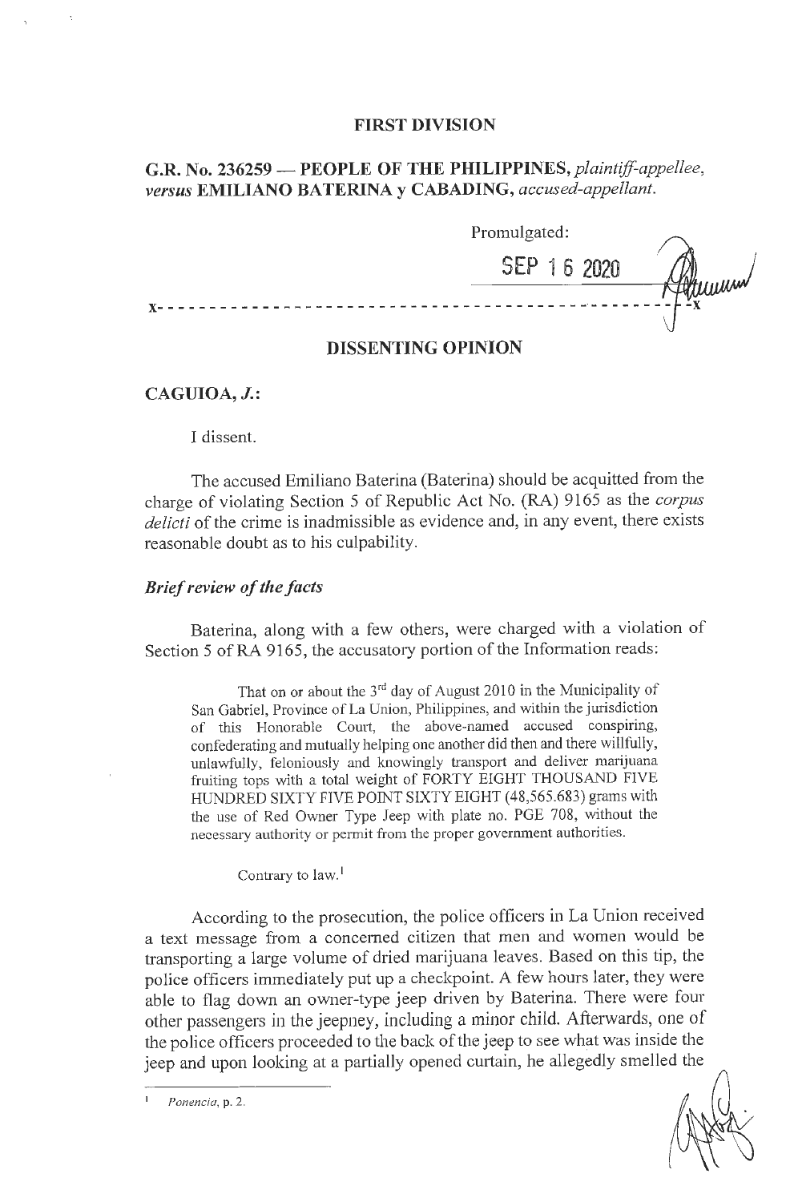**FIRST DIVISION**

**G.R. No. 236259 — PEOPLE OF THE PHILIPPINES,** *plaintiff-appellee,* ***versus*** **EMILIANO BATERINA y CABADING,** *accused-appellant.*

Promulgated:

SEP 16 2020

x- - - - - - - - - - - - - - - - - - - - - - - - - - - - - - - - - - - - - - - - - - - - - -x

**DISSENTING OPINION**

**CAGUIOA, *J.*:**

I dissent.

The accused Emiliano Baterina (Baterina) should be acquitted from the charge of violating Section 5 of Republic Act No. (RA) 9165 as the *corpus delicti* of the crime is inadmissible as evidence and, in any event, there exists reasonable doubt as to his culpability.

***Brief review of the facts***

Baterina, along with a few others, were charged with a violation of Section 5 of RA 9165, the accusatory portion of the Information reads:

> That on or about the 3rd day of August 2010 in the Municipality of San Gabriel, Province of La Union, Philippines, and within the jurisdiction of this Honorable Court, the above-named accused conspiring, confederating and mutually helping one another did then and there willfully, unlawfully, feloniously and knowingly transport and deliver marijuana fruiting tops with a total weight of FORTY EIGHT THOUSAND FIVE HUNDRED SIXTY FIVE POINT SIXTY EIGHT (48,565.683) grams with the use of Red Owner Type Jeep with plate no. PGE 708, without the necessary authority or permit from the proper government authorities.
>
> Contrary to law.[1]

According to the prosecution, the police officers in La Union received a text message from a concerned citizen that men and women would be transporting a large volume of dried marijuana leaves. Based on this tip, the police officers immediately put up a checkpoint. A few hours later, they were able to flag down an owner-type jeep driven by Baterina. There were four other passengers in the jeepney, including a minor child. Afterwards, one of the police officers proceeded to the back of the jeep to see what was inside the jeep and upon looking at a partially opened curtain, he allegedly smelled the

[1] *Ponencia*, p. 2.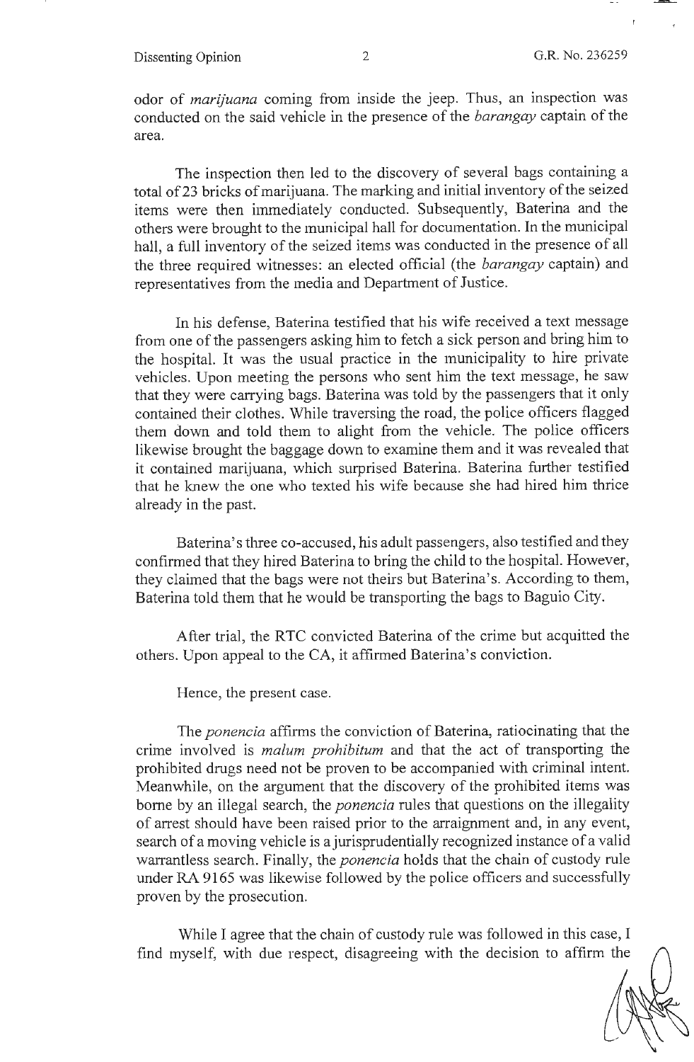odor of *marijuana* coming from inside the jeep. Thus, an inspection was conducted on the said vehicle in the presence of the *barangay* captain of the area.

The inspection then led to the discovery of several bags containing a total of 23 bricks of marijuana. The marking and initial inventory of the seized items were then immediately conducted. Subsequently, Baterina and the others were brought to the municipal hall for documentation. In the municipal hall, a full inventory of the seized items was conducted in the presence of all the three required witnesses: an elected official (the *barangay* captain) and representatives from the media and Department of Justice.

In his defense, Baterina testified that his wife received a text message from one of the passengers asking him to fetch a sick person and bring him to the hospital. It was the usual practice in the municipality to hire private vehicles. Upon meeting the persons who sent him the text message, he saw that they were carrying bags. Baterina was told by the passengers that it only contained their clothes. While traversing the road, the police officers flagged them down and told them to alight from the vehicle. The police officers likewise brought the baggage down to examine them and it was revealed that it contained marijuana, which surprised Baterina. Baterina further testified that he knew the one who texted his wife because she had hired him thrice already in the past.

Baterina's three co-accused, his adult passengers, also testified and they confirmed that they hired Baterina to bring the child to the hospital. However, they claimed that the bags were not theirs but Baterina's. According to them, Baterina told them that he would be transporting the bags to Baguio City.

After trial, the RTC convicted Baterina of the crime but acquitted the others. Upon appeal to the CA, it affirmed Baterina's conviction.

Hence, the present case.

The *ponencia* affirms the conviction of Baterina, ratiocinating that the crime involved is *malum prohibitum* and that the act of transporting the prohibited drugs need not be proven to be accompanied with criminal intent. Meanwhile, on the argument that the discovery of the prohibited items was borne by an illegal search, the *ponencia* rules that questions on the illegality of arrest should have been raised prior to the arraignment and, in any event, search of a moving vehicle is a jurisprudentially recognized instance of a valid warrantless search. Finally, the *ponencia* holds that the chain of custody rule under RA 9165 was likewise followed by the police officers and successfully proven by the prosecution.

While I agree that the chain of custody rule was followed in this case, I find myself, with due respect, disagreeing with the decision to affirm the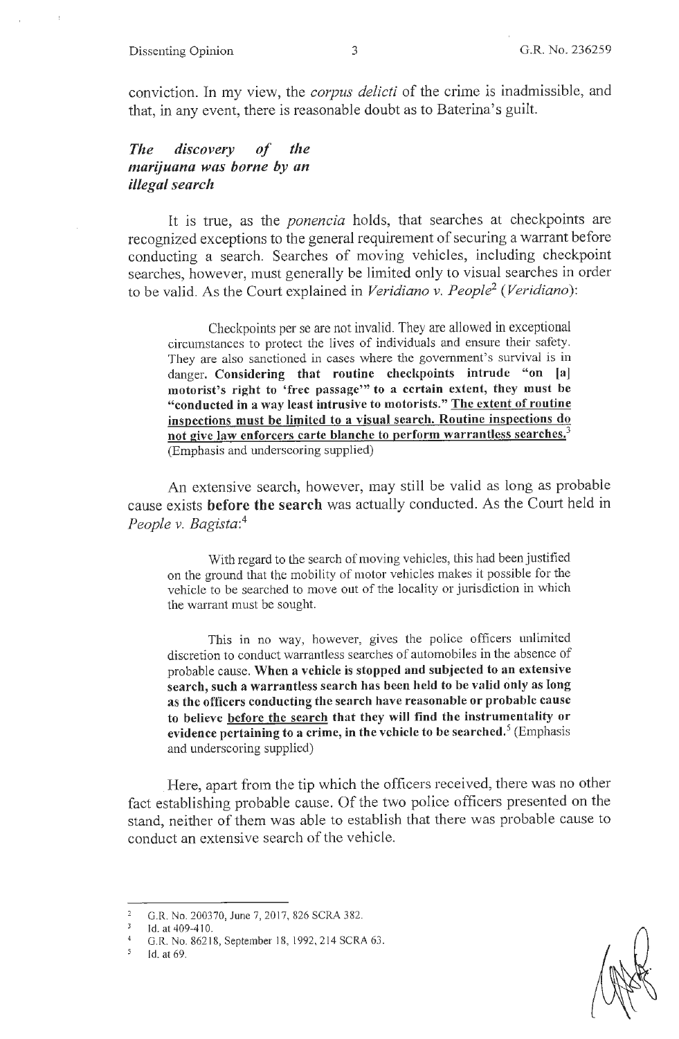conviction. In my view, the *corpus delicti* of the crime is inadmissible, and that, in any event, there is reasonable doubt as to Baterina's guilt.

### *The discovery of the marijuana was borne by an illegal search*

It is true, as the *ponencia* holds, that searches at checkpoints are recognized exceptions to the general requirement of securing a warrant before conducting a search. Searches of moving vehicles, including checkpoint searches, however, must generally be limited only to visual searches in order to be valid. As the Court explained in *Veridiano v. People*[2] (*Veridiano*):

> Checkpoints per se are not invalid. They are allowed in exceptional circumstances to protect the lives of individuals and ensure their safety. They are also sanctioned in cases where the government's survival is in danger. **Considering that routine checkpoints intrude "on [a] motorist's right to 'free passage'" to a certain extent, they must be "conducted in a way least intrusive to motorists." <u>The extent of routine inspections must be limited to a visual search. Routine inspections do not give law enforcers carte blanche to perform warrantless searches.</u>**[3] (Emphasis and underscoring supplied)

An extensive search, however, may still be valid as long as probable cause exists **before the search** was actually conducted. As the Court held in *People v. Bagista*:[4]

> With regard to the search of moving vehicles, this had been justified on the ground that the mobility of motor vehicles makes it possible for the vehicle to be searched to move out of the locality or jurisdiction in which the warrant must be sought.
>
> This in no way, however, gives the police officers unlimited discretion to conduct warrantless searches of automobiles in the absence of probable cause. **When a vehicle is stopped and subjected to an extensive search, such a warrantless search has been held to be valid only as long as the officers conducting the search have reasonable or probable cause to believe <u>before the search</u> that they will find the instrumentality or evidence pertaining to a crime, in the vehicle to be searched.**[5] (Emphasis and underscoring supplied)

Here, apart from the tip which the officers received, there was no other fact establishing probable cause. Of the two police officers presented on the stand, neither of them was able to establish that there was probable cause to conduct an extensive search of the vehicle.

---

[2] G.R. No. 200370, June 7, 2017, 826 SCRA 382.

[3] Id. at 409-410.

[4] G.R. No. 86218, September 18, 1992, 214 SCRA 63.

[5] Id. at 69.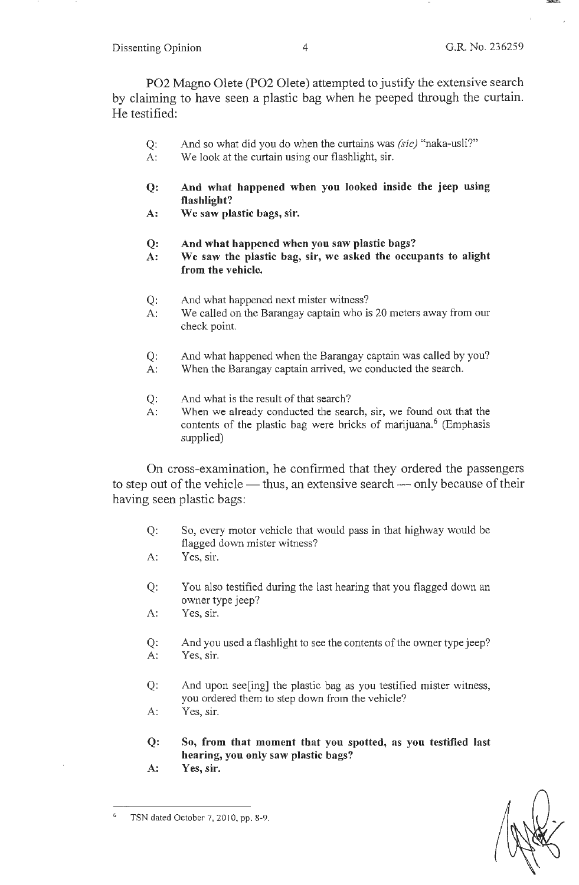PO2 Magno Olete (PO2 Olete) attempted to justify the extensive search by claiming to have seen a plastic bag when he peeped through the curtain. He testified:

> Q: And so what did you do when the curtains was *(sic)* "naka-usli?"
> A: We look at the curtain using our flashlight, sir.
>
> **Q: And what happened when you looked inside the jeep using flashlight?**
> **A: We saw plastic bags, sir.**
>
> **Q: And what happened when you saw plastic bags?**
> **A: We saw the plastic bag, sir, we asked the occupants to alight from the vehicle.**
>
> Q: And what happened next mister witness?
> A: We called on the Barangay captain who is 20 meters away from our check point.
>
> Q: And what happened when the Barangay captain was called by you?
> A: When the Barangay captain arrived, we conducted the search.
>
> Q: And what is the result of that search?
> A: When we already conducted the search, sir, we found out that the contents of the plastic bag were bricks of marijuana.[6] (Emphasis supplied)

On cross-examination, he confirmed that they ordered the passengers to step out of the vehicle — thus, an extensive search — only because of their having seen plastic bags:

> Q: So, every motor vehicle that would pass in that highway would be flagged down mister witness?
> A: Yes, sir.
>
> Q: You also testified during the last hearing that you flagged down an owner type jeep?
> A: Yes, sir.
>
> Q: And you used a flashlight to see the contents of the owner type jeep?
> A: Yes, sir.
>
> Q: And upon see[ing] the plastic bag as you testified mister witness, you ordered them to step down from the vehicle?
> A: Yes, sir.
>
> **Q: So, from that moment that you spotted, as you testified last hearing, you only saw plastic bags?**
> **A: Yes, sir.**

---

[6] TSN dated October 7, 2010, pp. 8-9.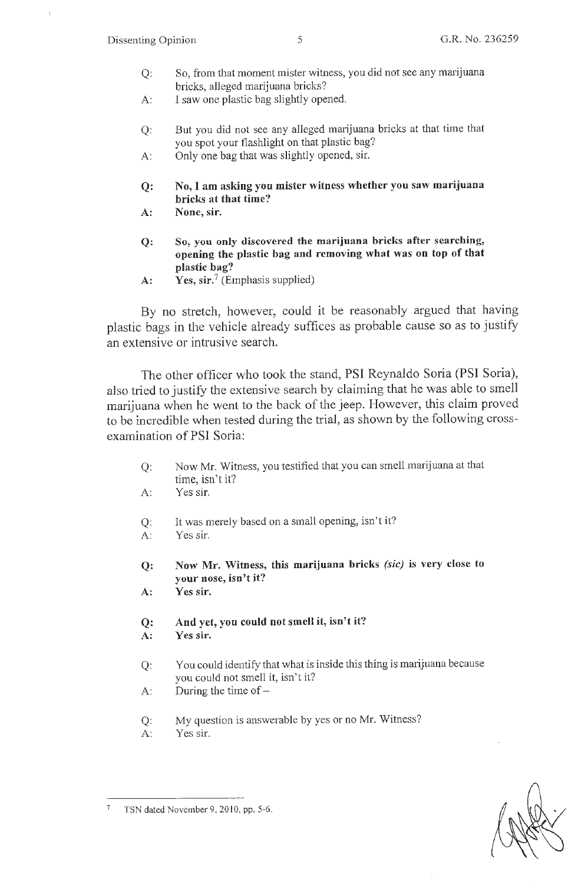Q: So, from that moment mister witness, you did not see any marijuana bricks, alleged marijuana bricks?

A: I saw one plastic bag slightly opened.

Q: But you did not see any alleged marijuana bricks at that time that you spot your flashlight on that plastic bag?

A: Only one bag that was slightly opened, sir.

**Q: No, I am asking you mister witness whether you saw marijuana bricks at that time?**

**A: None, sir.**

**Q: So, you only discovered the marijuana bricks after searching, opening the plastic bag and removing what was on top of that plastic bag?**

**A: Yes, sir.**[7] (Emphasis supplied)

By no stretch, however, could it be reasonably argued that having plastic bags in the vehicle already suffices as probable cause so as to justify an extensive or intrusive search.

The other officer who took the stand, PSI Reynaldo Soria (PSI Soria), also tried to justify the extensive search by claiming that he was able to smell marijuana when he went to the back of the jeep. However, this claim proved to be incredible when tested during the trial, as shown by the following cross-examination of PSI Soria:

Q: Now Mr. Witness, you testified that you can smell marijuana at that time, isn't it?

A: Yes sir.

Q: It was merely based on a small opening, isn't it?

A: Yes sir.

**Q: Now Mr. Witness, this marijuana bricks *(sic)* is very close to your nose, isn't it?**

**A: Yes sir.**

**Q: And yet, you could not smell it, isn't it?**

**A: Yes sir.**

Q: You could identify that what is inside this thing is marijuana because you could not smell it, isn't it?

A: During the time of –

Q: My question is answerable by yes or no Mr. Witness?

A: Yes sir.

---

[7] TSN dated November 9, 2010, pp. 5-6.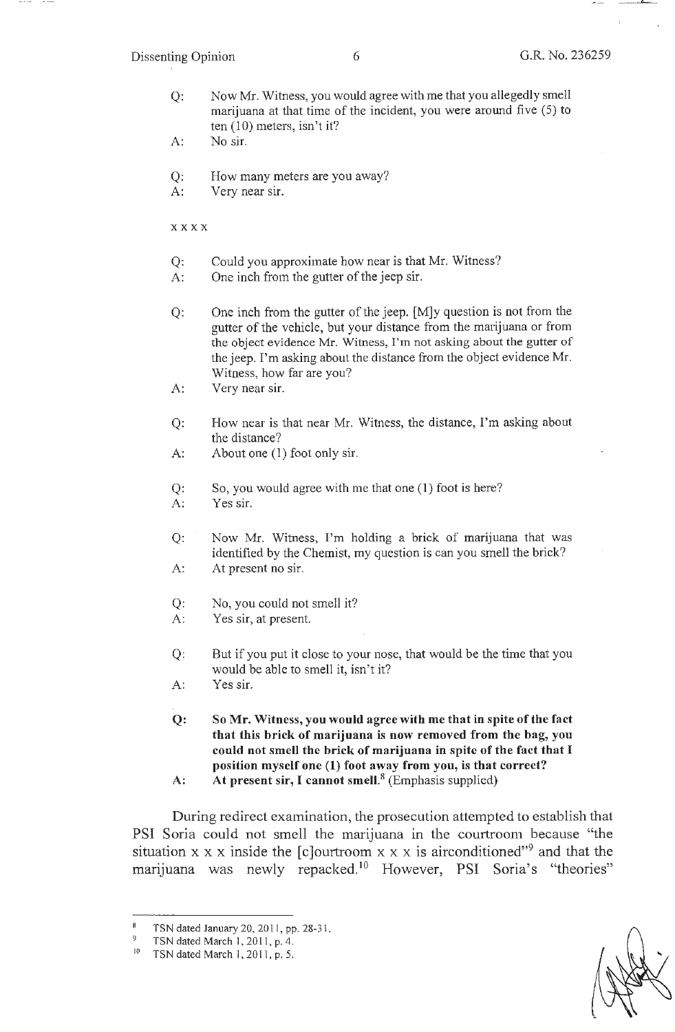Q: Now Mr. Witness, you would agree with me that you allegedly smell marijuana at that time of the incident, you were around five (5) to ten (10) meters, isn't it?

A: No sir.

Q: How many meters are you away?

A: Very near sir.

x x x x

Q: Could you approximate how near is that Mr. Witness?

A: One inch from the gutter of the jeep sir.

Q: One inch from the gutter of the jeep. [M]y question is not from the gutter of the vehicle, but your distance from the marijuana or from the object evidence Mr. Witness, I'm not asking about the gutter of the jeep. I'm asking about the distance from the object evidence Mr. Witness, how far are you?

A: Very near sir.

Q: How near is that near Mr. Witness, the distance, I'm asking about the distance?

A: About one (1) foot only sir.

Q: So, you would agree with me that one (1) foot is here?

A: Yes sir.

Q: Now Mr. Witness, I'm holding a brick of marijuana that was identified by the Chemist, my question is can you smell the brick?

A: At present no sir.

Q: No, you could not smell it?

A: Yes sir, at present.

Q: But if you put it close to your nose, that would be the time that you would be able to smell it, isn't it?

A: Yes sir.

**Q: So Mr. Witness, you would agree with me that in spite of the fact that this brick of marijuana is now removed from the bag, you could not smell the brick of marijuana in spite of the fact that I position myself one (1) foot away from you, is that correct?**

**A: At present sir, I cannot smell.**[8] (Emphasis supplied)

During redirect examination, the prosecution attempted to establish that PSI Soria could not smell the marijuana in the courtroom because "the situation x x x inside the [c]ourtroom x x x is airconditioned"[9] and that the marijuana was newly repacked.[10] However, PSI Soria's "theories"

---

[8] TSN dated January 20, 2011, pp. 28-31.

[9] TSN dated March 1, 2011, p. 4.

[10] TSN dated March 1, 2011, p. 5.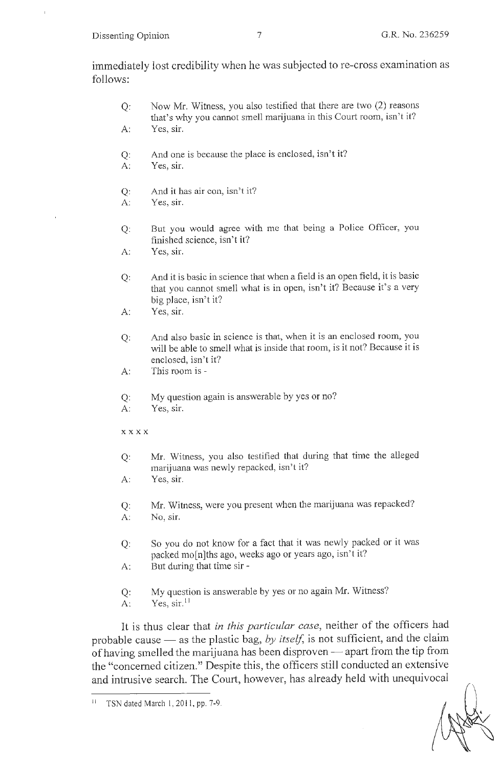immediately lost credibility when he was subjected to re-cross examination as follows:

> Q: Now Mr. Witness, you also testified that there are two (2) reasons that's why you cannot smell marijuana in this Court room, isn't it?
> A: Yes, sir.
>
> Q: And one is because the place is enclosed, isn't it?
> A: Yes, sir.
>
> Q: And it has air con, isn't it?
> A: Yes, sir.
>
> Q: But you would agree with me that being a Police Officer, you finished science, isn't it?
> A: Yes, sir.
>
> Q: And it is basic in science that when a field is an open field, it is basic that you cannot smell what is in open, isn't it? Because it's a very big place, isn't it?
> A: Yes, sir.
>
> Q: And also basic in science is that, when it is an enclosed room, you will be able to smell what is inside that room, is it not? Because it is enclosed, isn't it?
> A: This room is -
>
> Q: My question again is answerable by yes or no?
> A: Yes, sir.
>
> x x x x
>
> Q: Mr. Witness, you also testified that during that time the alleged marijuana was newly repacked, isn't it?
> A: Yes, sir.
>
> Q: Mr. Witness, were you present when the marijuana was repacked?
> A: No, sir.
>
> Q: So you do not know for a fact that it was newly packed or it was packed mo[n]ths ago, weeks ago or years ago, isn't it?
> A: But during that time sir -
>
> Q: My question is answerable by yes or no again Mr. Witness?
> A: Yes, sir.[11]

It is thus clear that *in this particular case*, neither of the officers had probable cause — as the plastic bag, *by itself*, is not sufficient, and the claim of having smelled the marijuana has been disproven — apart from the tip from the "concerned citizen." Despite this, the officers still conducted an extensive and intrusive search. The Court, however, has already held with unequivocal

---

[11] TSN dated March 1, 2011, pp. 7-9.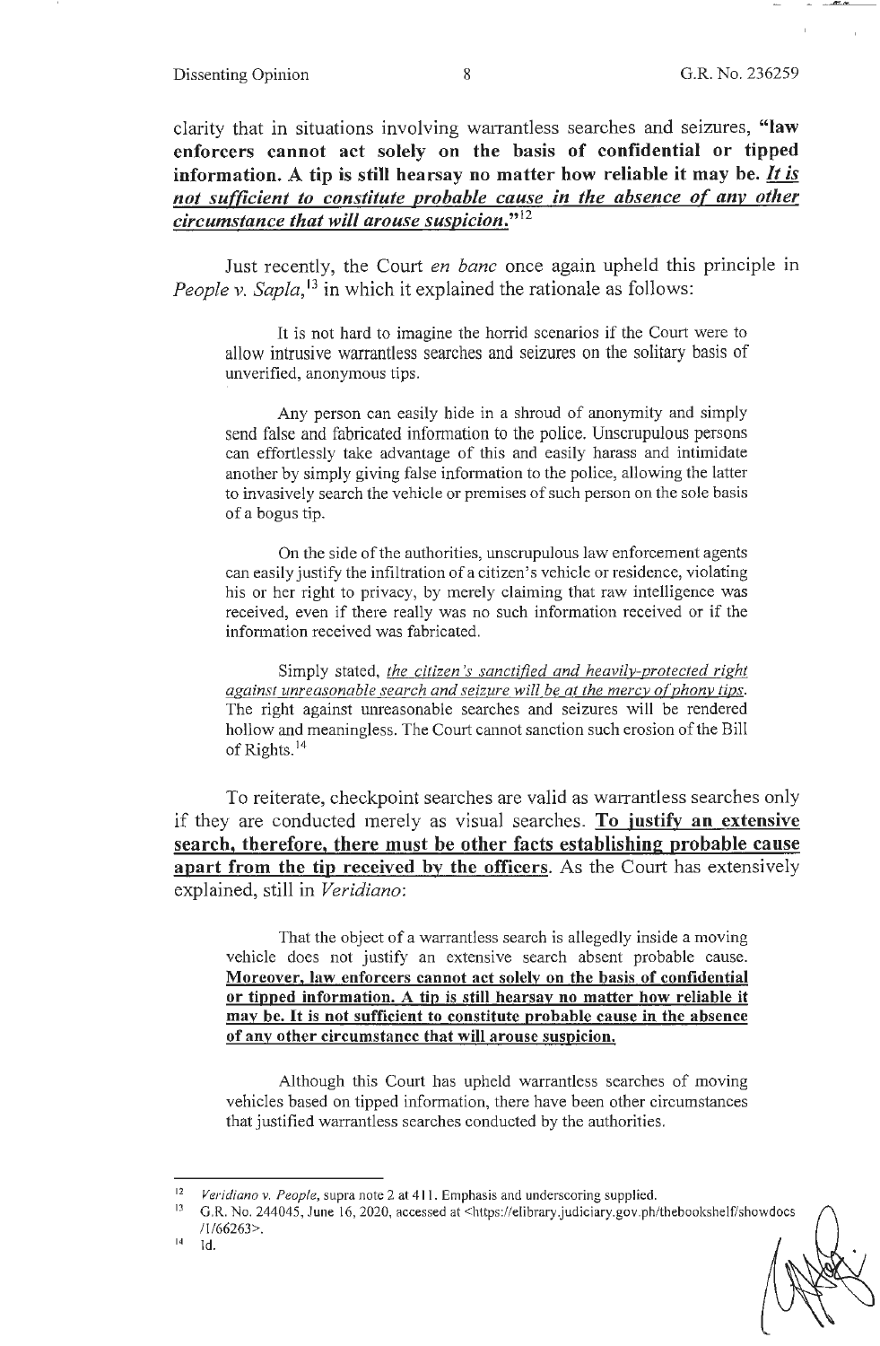clarity that in situations involving warrantless searches and seizures, **"law enforcers cannot act solely on the basis of confidential or tipped information. A tip is still hearsay no matter how reliable it may be. *It is not sufficient to constitute probable cause in the absence of any other circumstance that will arouse suspicion.*"**[12]

Just recently, the Court *en banc* once again upheld this principle in *People v. Sapla*,[13] in which it explained the rationale as follows:

> It is not hard to imagine the horrid scenarios if the Court were to allow intrusive warrantless searches and seizures on the solitary basis of unverified, anonymous tips.
>
> Any person can easily hide in a shroud of anonymity and simply send false and fabricated information to the police. Unscrupulous persons can effortlessly take advantage of this and easily harass and intimidate another by simply giving false information to the police, allowing the latter to invasively search the vehicle or premises of such person on the sole basis of a bogus tip.
>
> On the side of the authorities, unscrupulous law enforcement agents can easily justify the infiltration of a citizen's vehicle or residence, violating his or her right to privacy, by merely claiming that raw intelligence was received, even if there really was no such information received or if the information received was fabricated.
>
> Simply stated, *the citizen's sanctified and heavily-protected right against unreasonable search and seizure will be at the mercy of phony tips*. The right against unreasonable searches and seizures will be rendered hollow and meaningless. The Court cannot sanction such erosion of the Bill of Rights.[14]

To reiterate, checkpoint searches are valid as warrantless searches only if they are conducted merely as visual searches. **To justify an extensive search, therefore, there must be other facts establishing probable cause apart from the tip received by the officers**. As the Court has extensively explained, still in *Veridiano*:

> That the object of a warrantless search is allegedly inside a moving vehicle does not justify an extensive search absent probable cause. **Moreover, law enforcers cannot act solely on the basis of confidential or tipped information. A tip is still hearsay no matter how reliable it may be. It is not sufficient to constitute probable cause in the absence of any other circumstance that will arouse suspicion.**
>
> Although this Court has upheld warrantless searches of moving vehicles based on tipped information, there have been other circumstances that justified warrantless searches conducted by the authorities.

---

[12] *Veridiano v. People*, supra note 2 at 411. Emphasis and underscoring supplied.

[13] G.R. No. 244045, June 16, 2020, accessed at <https://elibrary.judiciary.gov.ph/thebookshelf/showdocs/1/66263>.

[14] Id.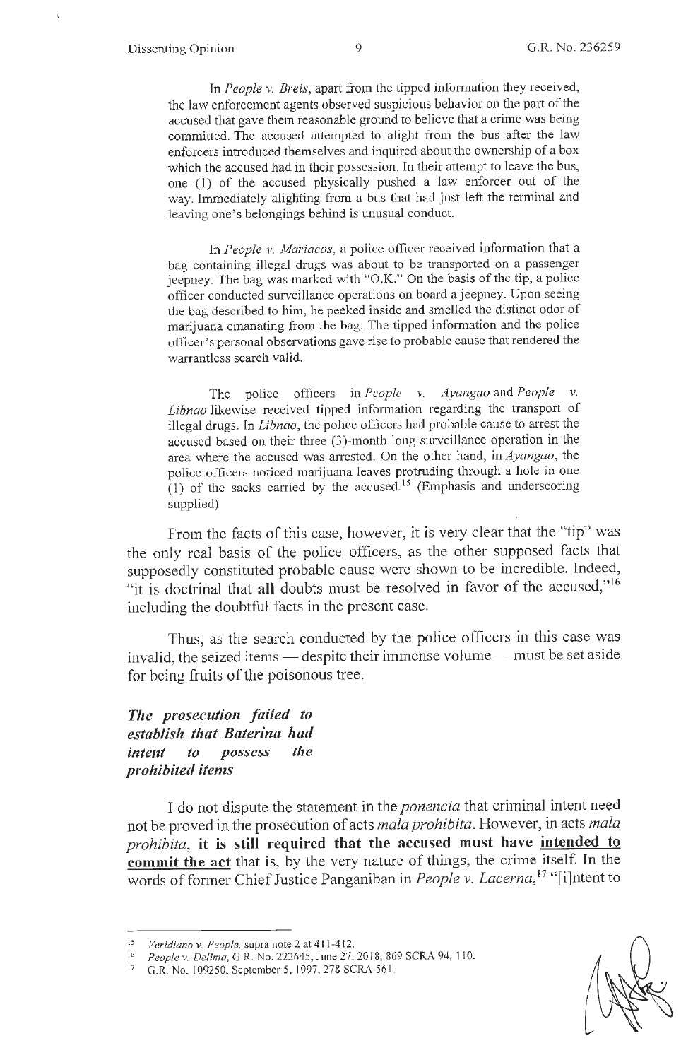In *People v. Breis*, apart from the tipped information they received, the law enforcement agents observed suspicious behavior on the part of the accused that gave them reasonable ground to believe that a crime was being committed. The accused attempted to alight from the bus after the law enforcers introduced themselves and inquired about the ownership of a box which the accused had in their possession. In their attempt to leave the bus, one (1) of the accused physically pushed a law enforcer out of the way. Immediately alighting from a bus that had just left the terminal and leaving one's belongings behind is unusual conduct.

In *People v. Mariacos*, a police officer received information that a bag containing illegal drugs was about to be transported on a passenger jeepney. The bag was marked with "O.K." On the basis of the tip, a police officer conducted surveillance operations on board a jeepney. Upon seeing the bag described to him, he peeked inside and smelled the distinct odor of marijuana emanating from the bag. The tipped information and the police officer's personal observations gave rise to probable cause that rendered the warrantless search valid.

The police officers in *People v. Ayangao* and *People v. Libnao* likewise received tipped information regarding the transport of illegal drugs. In *Libnao*, the police officers had probable cause to arrest the accused based on their three (3)-month long surveillance operation in the area where the accused was arrested. On the other hand, in *Ayangao*, the police officers noticed marijuana leaves protruding through a hole in one (1) of the sacks carried by the accused.[15] (Emphasis and underscoring supplied)

From the facts of this case, however, it is very clear that the "tip" was the only real basis of the police officers, as the other supposed facts that supposedly constituted probable cause were shown to be incredible. Indeed, "it is doctrinal that **all** doubts must be resolved in favor of the accused,"[16] including the doubtful facts in the present case.

Thus, as the search conducted by the police officers in this case was invalid, the seized items — despite their immense volume — must be set aside for being fruits of the poisonous tree.

***The prosecution failed to establish that Baterina had intent to possess the prohibited items***

I do not dispute the statement in the *ponencia* that criminal intent need not be proved in the prosecution of acts *mala prohibita*. However, in acts *mala prohibita*, **it is still required that the accused must have <u>intended to commit the act</u>** that is, by the very nature of things, the crime itself. In the words of former Chief Justice Panganiban in *People v. Lacerna*,[17] "[i]ntent to

---

[15] *Veridiano v. People*, supra note 2 at 411-412.

[16] *People v. Delima*, G.R. No. 222645, June 27, 2018, 869 SCRA 94, 110.

[17] G.R. No. 109250, September 5, 1997, 278 SCRA 561.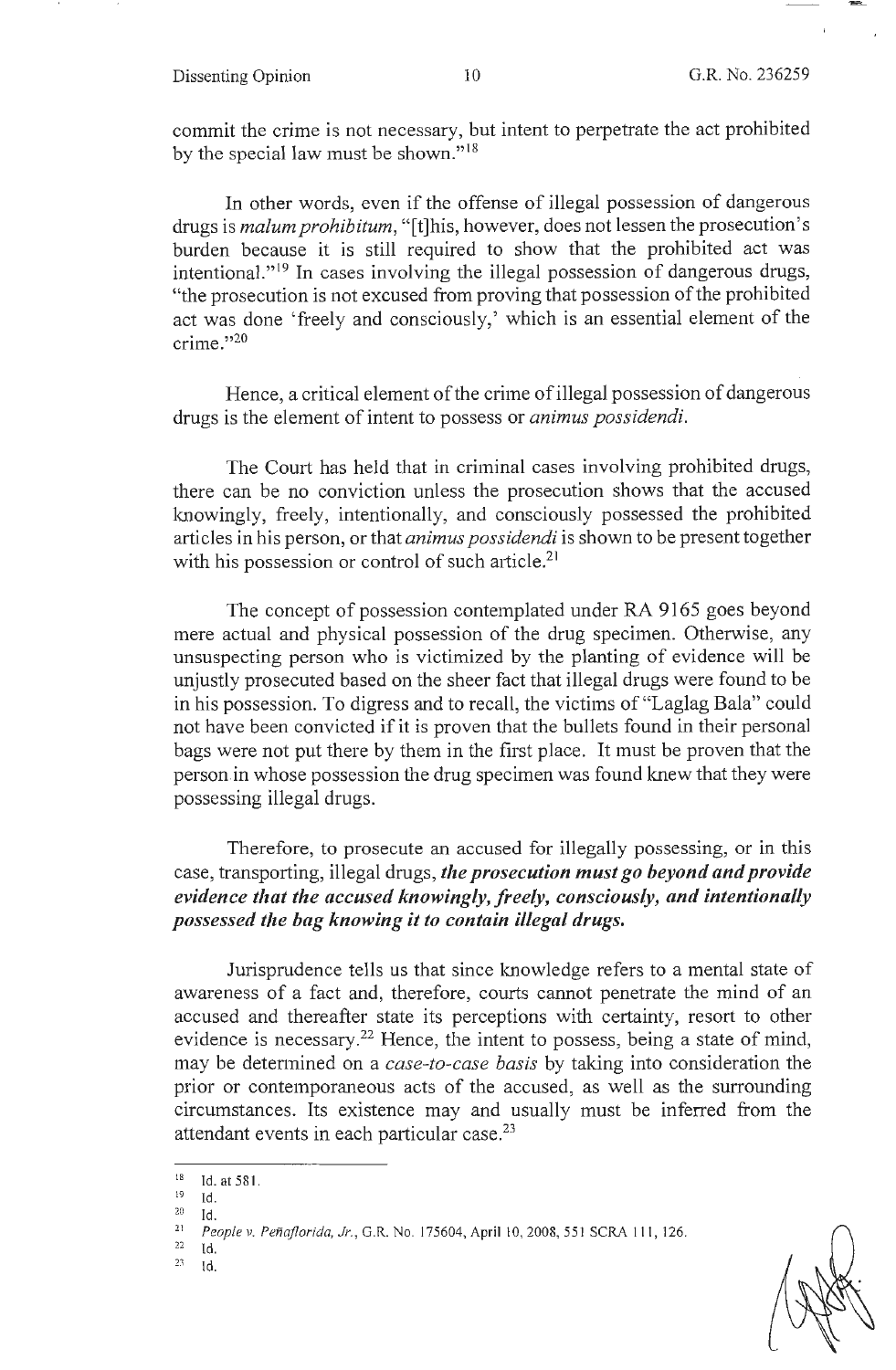commit the crime is not necessary, but intent to perpetrate the act prohibited by the special law must be shown."[18]

In other words, even if the offense of illegal possession of dangerous drugs is *malum prohibitum*, "[t]his, however, does not lessen the prosecution's burden because it is still required to show that the prohibited act was intentional."[19] In cases involving the illegal possession of dangerous drugs, "the prosecution is not excused from proving that possession of the prohibited act was done 'freely and consciously,' which is an essential element of the crime."[20]

Hence, a critical element of the crime of illegal possession of dangerous drugs is the element of intent to possess or *animus possidendi*.

The Court has held that in criminal cases involving prohibited drugs, there can be no conviction unless the prosecution shows that the accused knowingly, freely, intentionally, and consciously possessed the prohibited articles in his person, or that *animus possidendi* is shown to be present together with his possession or control of such article.[21]

The concept of possession contemplated under RA 9165 goes beyond mere actual and physical possession of the drug specimen. Otherwise, any unsuspecting person who is victimized by the planting of evidence will be unjustly prosecuted based on the sheer fact that illegal drugs were found to be in his possession. To digress and to recall, the victims of "Laglag Bala" could not have been convicted if it is proven that the bullets found in their personal bags were not put there by them in the first place. It must be proven that the person in whose possession the drug specimen was found knew that they were possessing illegal drugs.

Therefore, to prosecute an accused for illegally possessing, or in this case, transporting, illegal drugs, ***the prosecution must go beyond and provide evidence that the accused knowingly, freely, consciously, and intentionally possessed the bag knowing it to contain illegal drugs.***

Jurisprudence tells us that since knowledge refers to a mental state of awareness of a fact and, therefore, courts cannot penetrate the mind of an accused and thereafter state its perceptions with certainty, resort to other evidence is necessary.[22] Hence, the intent to possess, being a state of mind, may be determined on a *case-to-case basis* by taking into consideration the prior or contemporaneous acts of the accused, as well as the surrounding circumstances. Its existence may and usually must be inferred from the attendant events in each particular case.[23]

---

[18] Id. at 581.

[19] Id.

[20] Id.

[21] *People v. Peñaflorida, Jr.*, G.R. No. 175604, April 10, 2008, 551 SCRA 111, 126.

[22] Id.

[23] Id.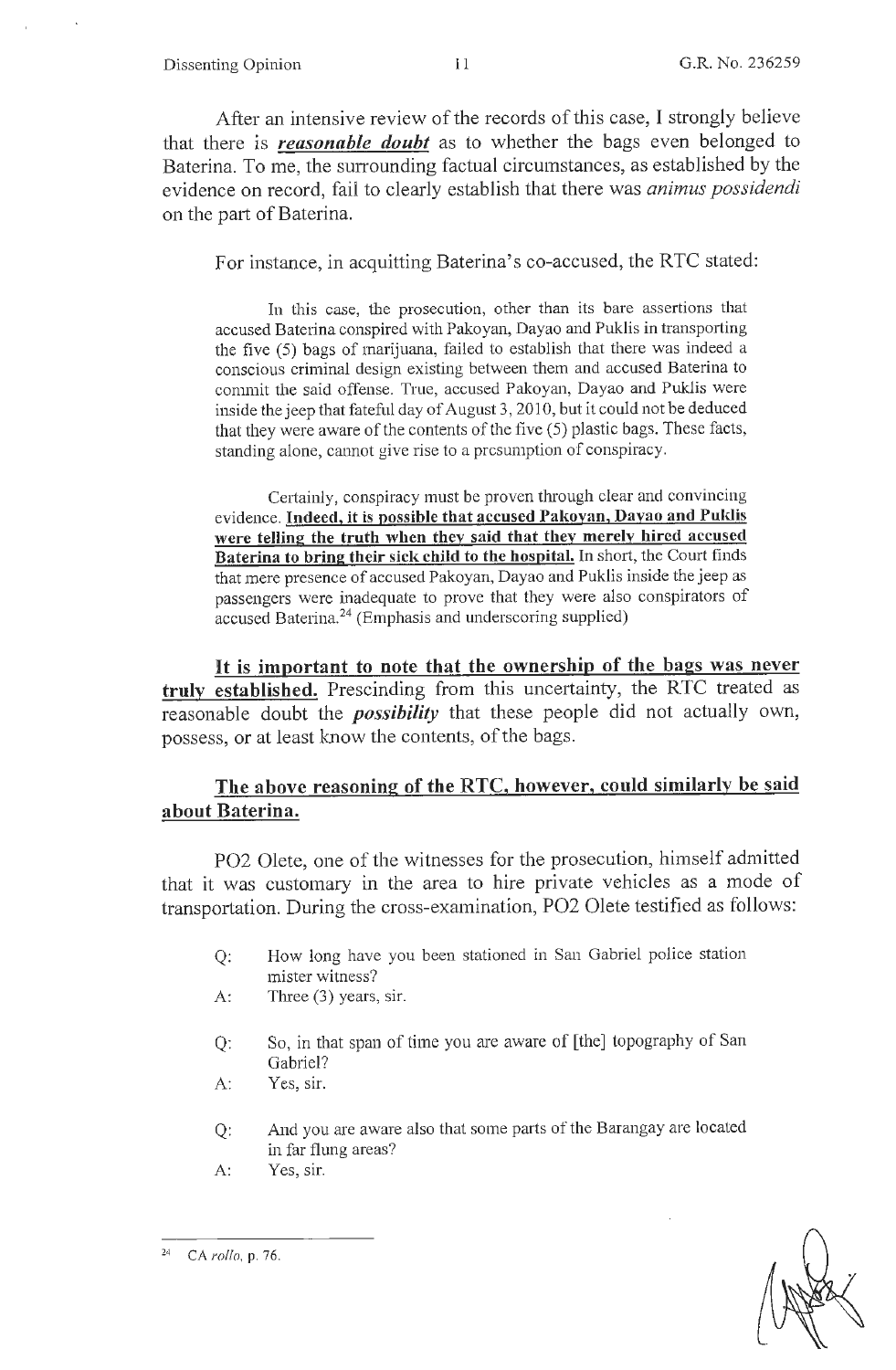After an intensive review of the records of this case, I strongly believe that there is ***reasonable doubt*** as to whether the bags even belonged to Baterina. To me, the surrounding factual circumstances, as established by the evidence on record, fail to clearly establish that there was *animus possidendi* on the part of Baterina.

For instance, in acquitting Baterina's co-accused, the RTC stated:

> In this case, the prosecution, other than its bare assertions that accused Baterina conspired with Pakoyan, Dayao and Puklis in transporting the five (5) bags of marijuana, failed to establish that there was indeed a conscious criminal design existing between them and accused Baterina to commit the said offense. True, accused Pakoyan, Dayao and Puklis were inside the jeep that fateful day of August 3, 2010, but it could not be deduced that they were aware of the contents of the five (5) plastic bags. These facts, standing alone, cannot give rise to a presumption of conspiracy.
>
> Certainly, conspiracy must be proven through clear and convincing evidence. **Indeed, it is possible that accused Pakoyan, Dayao and Puklis were telling the truth when they said that they merely hired accused Baterina to bring their sick child to the hospital.** In short, the Court finds that mere presence of accused Pakoyan, Dayao and Puklis inside the jeep as passengers were inadequate to prove that they were also conspirators of accused Baterina.[24] (Emphasis and underscoring supplied)

**It is important to note that the ownership of the bags was never truly established.** Prescinding from this uncertainty, the RTC treated as reasonable doubt the ***possibility*** that these people did not actually own, possess, or at least know the contents, of the bags.

**The above reasoning of the RTC, however, could similarly be said about Baterina.**

PO2 Olete, one of the witnesses for the prosecution, himself admitted that it was customary in the area to hire private vehicles as a mode of transportation. During the cross-examination, PO2 Olete testified as follows:

> Q: How long have you been stationed in San Gabriel police station mister witness?
>
> A: Three (3) years, sir.
>
> Q: So, in that span of time you are aware of [the] topography of San Gabriel?
>
> A: Yes, sir.
>
> Q: And you are aware also that some parts of the Barangay are located in far flung areas?
>
> A: Yes, sir.

---

[24] CA *rollo*, p. 76.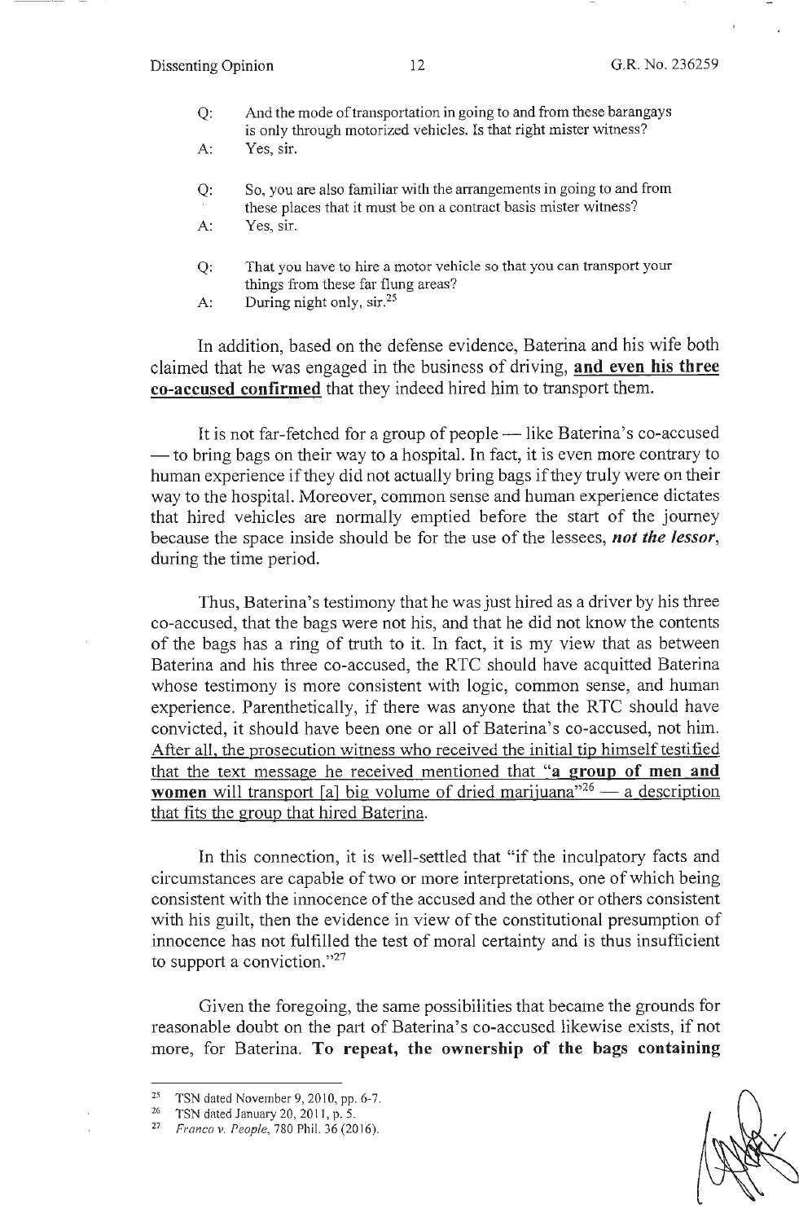Q: And the mode of transportation in going to and from these barangays is only through motorized vehicles. Is that right mister witness?

A: Yes, sir.

Q: So, you are also familiar with the arrangements in going to and from these places that it must be on a contract basis mister witness?

A: Yes, sir.

Q: That you have to hire a motor vehicle so that you can transport your things from these far flung areas?

A: During night only, sir.[25]

In addition, based on the defense evidence, Baterina and his wife both claimed that he was engaged in the business of driving, **<u>and even his three co-accused confirmed</u>** that they indeed hired him to transport them.

It is not far-fetched for a group of people — like Baterina's co-accused — to bring bags on their way to a hospital. In fact, it is even more contrary to human experience if they did not actually bring bags if they truly were on their way to the hospital. Moreover, common sense and human experience dictates that hired vehicles are normally emptied before the start of the journey because the space inside should be for the use of the lessees, ***not the lessor***, during the time period.

Thus, Baterina's testimony that he was just hired as a driver by his three co-accused, that the bags were not his, and that he did not know the contents of the bags has a ring of truth to it. In fact, it is my view that as between Baterina and his three co-accused, the RTC should have acquitted Baterina whose testimony is more consistent with logic, common sense, and human experience. Parenthetically, if there was anyone that the RTC should have convicted, it should have been one or all of Baterina's co-accused, not him. <u>After all, the prosecution witness who received the initial tip himself testified that the text message he received mentioned that "**a group of men and women** will transport [a] big volume of dried marijuana"[26] — a description that fits the group that hired Baterina.</u>

In this connection, it is well-settled that "if the inculpatory facts and circumstances are capable of two or more interpretations, one of which being consistent with the innocence of the accused and the other or others consistent with his guilt, then the evidence in view of the constitutional presumption of innocence has not fulfilled the test of moral certainty and is thus insufficient to support a conviction."[27]

Given the foregoing, the same possibilities that became the grounds for reasonable doubt on the part of Baterina's co-accused likewise exists, if not more, for Baterina. **To repeat, the ownership of the bags containing**

---

[25] TSN dated November 9, 2010, pp. 6-7.

[26] TSN dated January 20, 2011, p. 5.

[27] *Franco v. People*, 780 Phil. 36 (2016).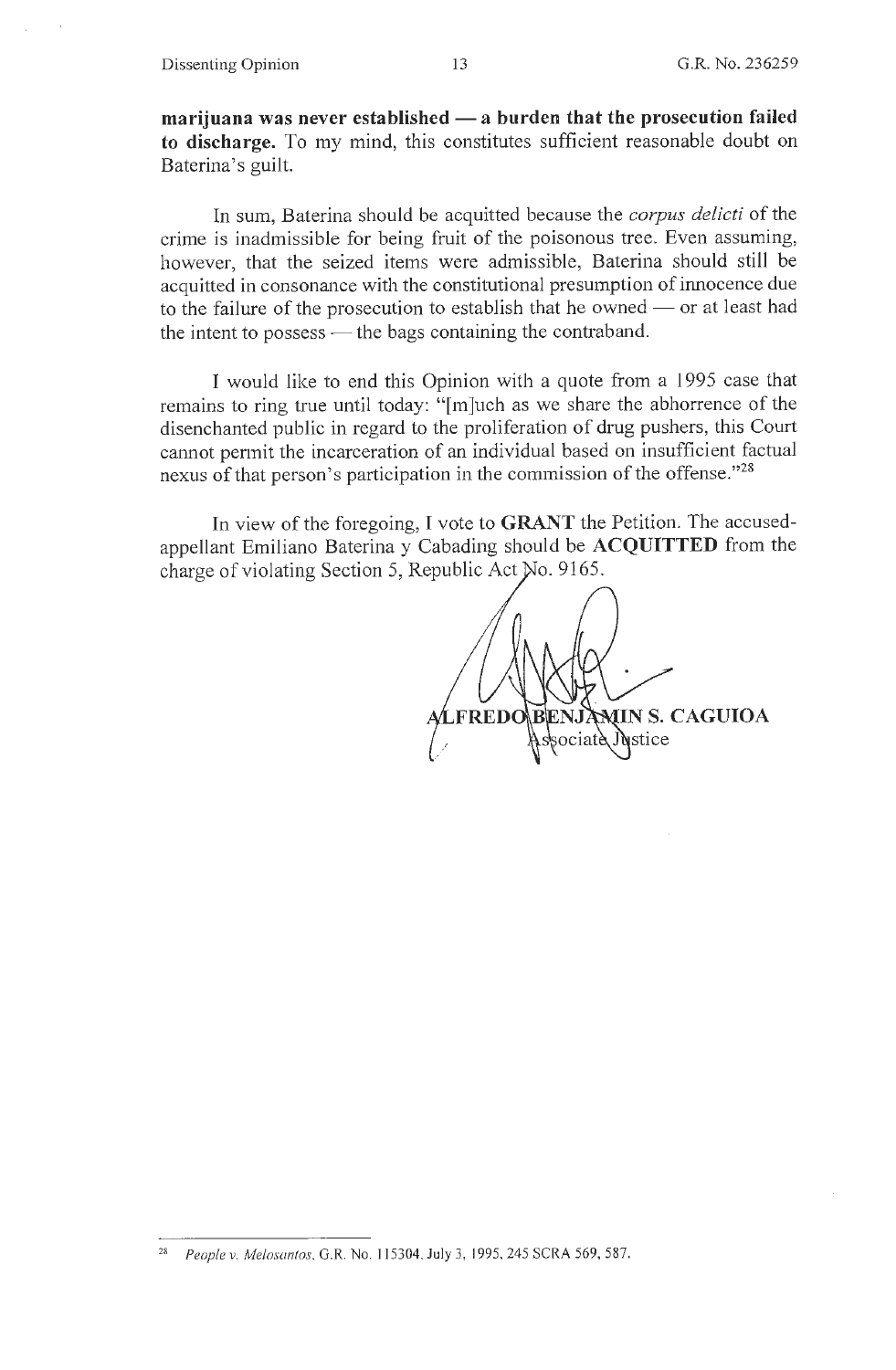**marijuana was never established — a burden that the prosecution failed to discharge.** To my mind, this constitutes sufficient reasonable doubt on Baterina's guilt.

In sum, Baterina should be acquitted because the *corpus delicti* of the crime is inadmissible for being fruit of the poisonous tree. Even assuming, however, that the seized items were admissible, Baterina should still be acquitted in consonance with the constitutional presumption of innocence due to the failure of the prosecution to establish that he owned — or at least had the intent to possess — the bags containing the contraband.

I would like to end this Opinion with a quote from a 1995 case that remains to ring true until today: "[m]uch as we share the abhorrence of the disenchanted public in regard to the proliferation of drug pushers, this Court cannot permit the incarceration of an individual based on insufficient factual nexus of that person's participation in the commission of the offense."[28]

In view of the foregoing, I vote to **GRANT** the Petition. The accused-appellant Emiliano Baterina y Cabading should be **ACQUITTED** from the charge of violating Section 5, Republic Act No. 9165.

**ALFREDO BENJAMIN S. CAGUIOA**
Associate Justice

---

[28] *People v. Melosantos*, G.R. No. 115304, July 3, 1995, 245 SCRA 569, 587.